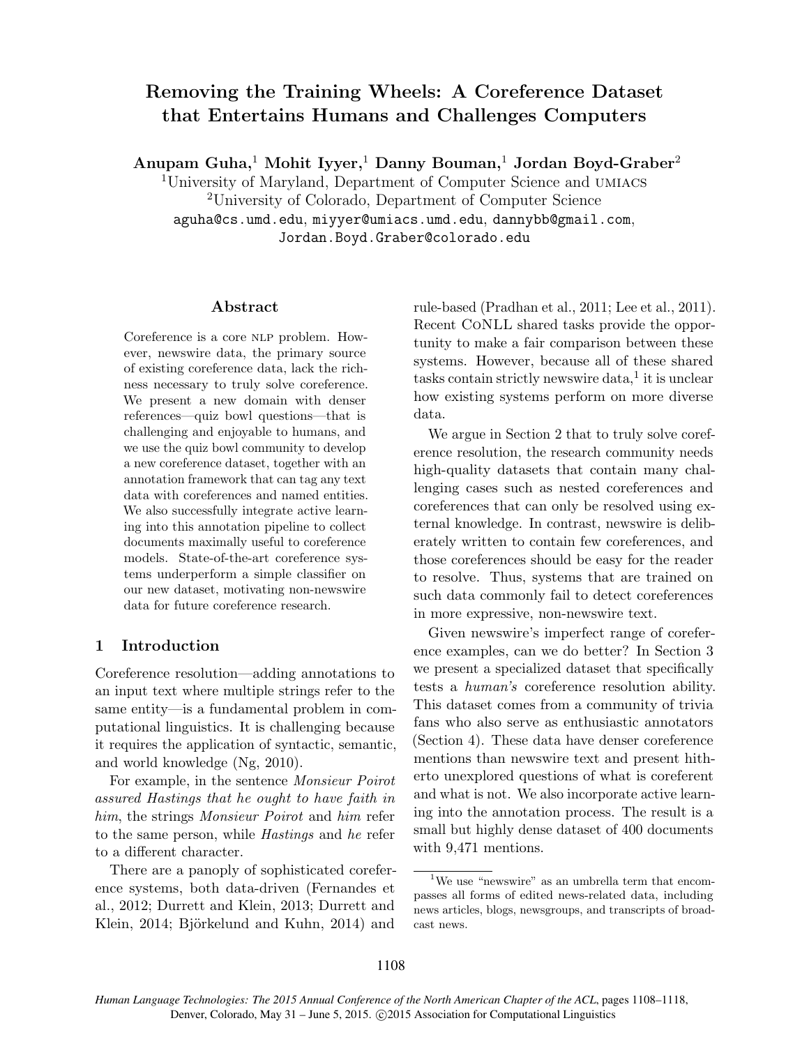# Removing the Training Wheels: A Coreference Dataset that Entertains Humans and Challenges Computers

**Anupam Guha,[1] Mohit Iyyer,[1] Danny Bouman,[1] Jordan Boyd-Graber[2]**

[1]University of Maryland, Department of Computer Science and UMIACS

[2]University of Colorado, Department of Computer Science

aguha@cs.umd.edu, miyyer@umiacs.umd.edu, dannybb@gmail.com, Jordan.Boyd.Graber@colorado.edu

## Abstract

Coreference is a core NLP problem. However, newswire data, the primary source of existing coreference data, lack the richness necessary to truly solve coreference. We present a new domain with denser references—quiz bowl questions—that is challenging and enjoyable to humans, and we use the quiz bowl community to develop a new coreference dataset, together with an annotation framework that can tag any text data with coreferences and named entities. We also successfully integrate active learning into this annotation pipeline to collect documents maximally useful to coreference models. State-of-the-art coreference systems underperform a simple classifier on our new dataset, motivating non-newswire data for future coreference research.

## 1 Introduction

Coreference resolution—adding annotations to an input text where multiple strings refer to the same entity—is a fundamental problem in computational linguistics. It is challenging because it requires the application of syntactic, semantic, and world knowledge (Ng, 2010).

For example, in the sentence *Monsieur Poirot assured Hastings that he ought to have faith in him*, the strings *Monsieur Poirot* and *him* refer to the same person, while *Hastings* and *he* refer to a different character.

There are a panoply of sophisticated coreference systems, both data-driven (Fernandes et al., 2012; Durrett and Klein, 2013; Durrett and Klein, 2014; Björkelund and Kuhn, 2014) and rule-based (Pradhan et al., 2011; Lee et al., 2011). Recent CoNLL shared tasks provide the opportunity to make a fair comparison between these systems. However, because all of these shared tasks contain strictly newswire data,[1] it is unclear how existing systems perform on more diverse data.

We argue in Section 2 that to truly solve coreference resolution, the research community needs high-quality datasets that contain many challenging cases such as nested coreferences and coreferences that can only be resolved using external knowledge. In contrast, newswire is deliberately written to contain few coreferences, and those coreferences should be easy for the reader to resolve. Thus, systems that are trained on such data commonly fail to detect coreferences in more expressive, non-newswire text.

Given newswire's imperfect range of coreference examples, can we do better? In Section 3 we present a specialized dataset that specifically tests a *human's* coreference resolution ability. This dataset comes from a community of trivia fans who also serve as enthusiastic annotators (Section 4). These data have denser coreference mentions than newswire text and present hitherto unexplored questions of what is coreferent and what is not. We also incorporate active learning into the annotation process. The result is a small but highly dense dataset of 400 documents with 9,471 mentions.

[1]We use "newswire" as an umbrella term that encompasses all forms of edited news-related data, including news articles, blogs, newsgroups, and transcripts of broadcast news.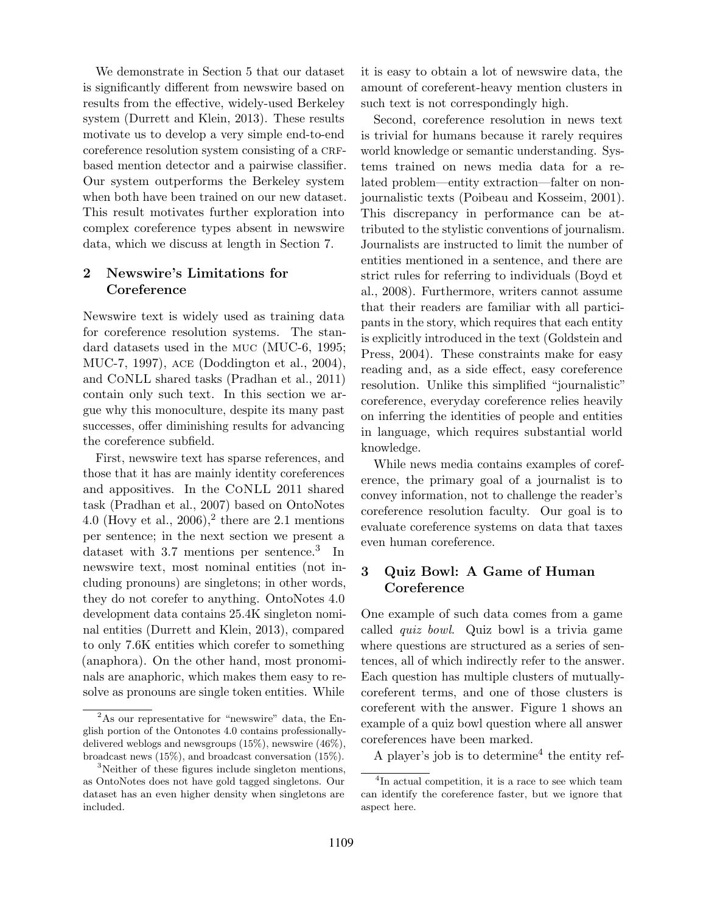We demonstrate in Section 5 that our dataset is significantly different from newswire based on results from the effective, widely-used Berkeley system (Durrett and Klein, 2013). These results motivate us to develop a very simple end-to-end coreference resolution system consisting of a CRF-based mention detector and a pairwise classifier. Our system outperforms the Berkeley system when both have been trained on our new dataset. This result motivates further exploration into complex coreference types absent in newswire data, which we discuss at length in Section 7.

## 2 Newswire's Limitations for Coreference

Newswire text is widely used as training data for coreference resolution systems. The standard datasets used in the MUC (MUC-6, 1995; MUC-7, 1997), ACE (Doddington et al., 2004), and CoNLL shared tasks (Pradhan et al., 2011) contain only such text. In this section we argue why this monoculture, despite its many past successes, offer diminishing results for advancing the coreference subfield.

First, newswire text has sparse references, and those that it has are mainly identity coreferences and appositives. In the CoNLL 2011 shared task (Pradhan et al., 2007) based on OntoNotes 4.0 (Hovy et al., 2006),[2] there are 2.1 mentions per sentence; in the next section we present a dataset with 3.7 mentions per sentence.[3] In newswire text, most nominal entities (not including pronouns) are singletons; in other words, they do not corefer to anything. OntoNotes 4.0 development data contains 25.4K singleton nominal entities (Durrett and Klein, 2013), compared to only 7.6K entities which corefer to something (anaphora). On the other hand, most pronominals are anaphoric, which makes them easy to resolve as pronouns are single token entities. While it is easy to obtain a lot of newswire data, the amount of coreferent-heavy mention clusters in such text is not correspondingly high.

Second, coreference resolution in news text is trivial for humans because it rarely requires world knowledge or semantic understanding. Systems trained on news media data for a related problem—entity extraction—falter on non-journalistic texts (Poibeau and Kosseim, 2001). This discrepancy in performance can be attributed to the stylistic conventions of journalism. Journalists are instructed to limit the number of entities mentioned in a sentence, and there are strict rules for referring to individuals (Boyd et al., 2008). Furthermore, writers cannot assume that their readers are familiar with all participants in the story, which requires that each entity is explicitly introduced in the text (Goldstein and Press, 2004). These constraints make for easy reading and, as a side effect, easy coreference resolution. Unlike this simplified "journalistic" coreference, everyday coreference relies heavily on inferring the identities of people and entities in language, which requires substantial world knowledge.

While news media contains examples of coreference, the primary goal of a journalist is to convey information, not to challenge the reader's coreference resolution faculty. Our goal is to evaluate coreference systems on data that taxes even human coreference.

## 3 Quiz Bowl: A Game of Human Coreference

One example of such data comes from a game called *quiz bowl*. Quiz bowl is a trivia game where questions are structured as a series of sentences, all of which indirectly refer to the answer. Each question has multiple clusters of mutually-coreferent terms, and one of those clusters is coreferent with the answer. Figure 1 shows an example of a quiz bowl question where all answer coreferences have been marked.

A player's job is to determine[4] the entity ref-

---

[2] As our representative for "newswire" data, the English portion of the Ontonotes 4.0 contains professionally-delivered weblogs and newsgroups (15%), newswire (46%), broadcast news (15%), and broadcast conversation (15%).

[3] Neither of these figures include singleton mentions, as OntoNotes does not have gold tagged singletons. Our dataset has an even higher density when singletons are included.

[4] In actual competition, it is a race to see which team can identify the coreference faster, but we ignore that aspect here.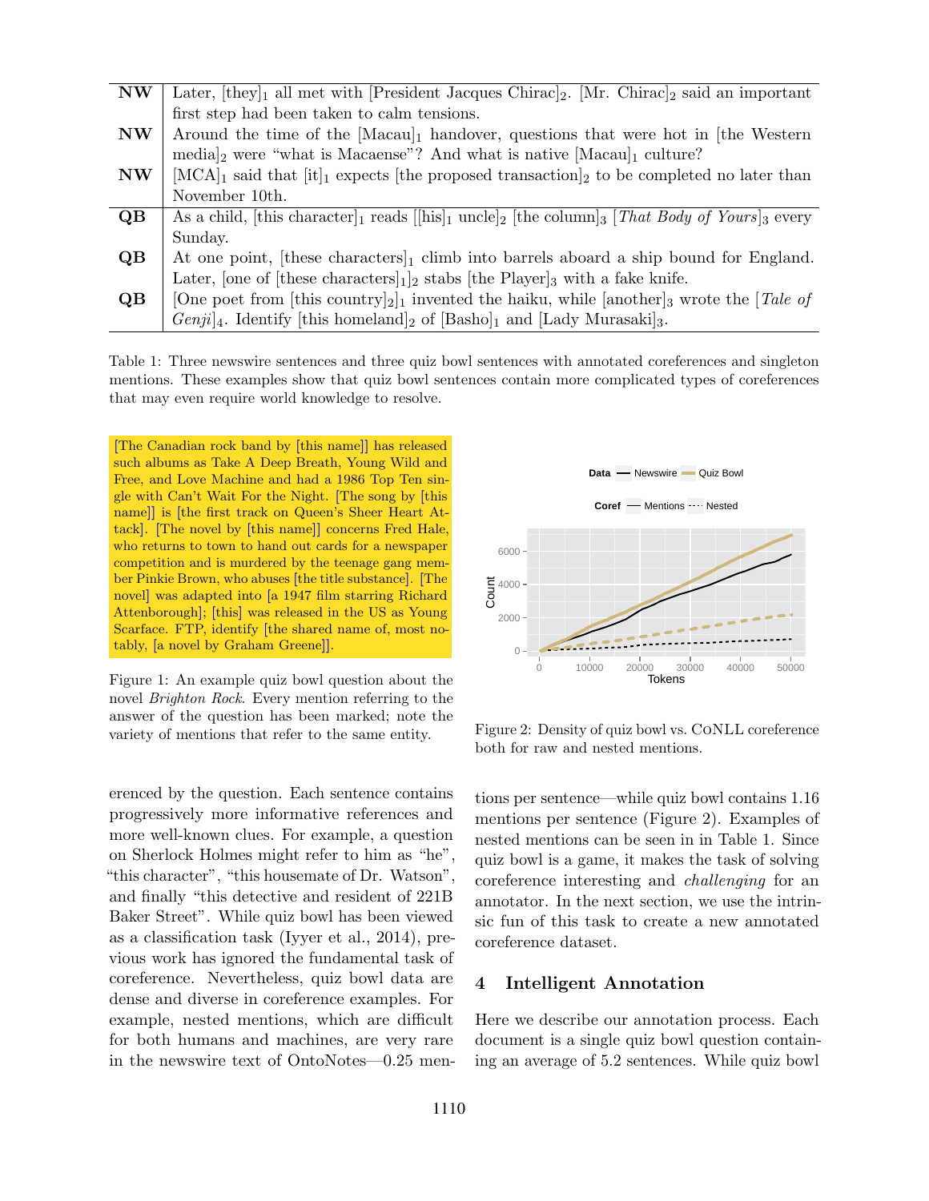| | |
|---|---|
| **NW** | Later, [they]$_1$ all met with [President Jacques Chirac]$_2$. [Mr. Chirac]$_2$ said an important first step had been taken to calm tensions. |
| **NW** | Around the time of the [Macau]$_1$ handover, questions that were hot in [the Western media]$_2$ were "what is Macaense"? And what is native [Macau]$_1$ culture? |
| **NW** | [MCA]$_1$ said that [it]$_1$ expects [the proposed transaction]$_2$ to be completed no later than November 10th. |
| **QB** | As a child, [this character]$_1$ reads [[his]$_1$ uncle]$_2$ [the column]$_3$ [*That Body of Yours*]$_3$ every Sunday. |
| **QB** | At one point, [these characters]$_1$ climb into barrels aboard a ship bound for England. Later, [one of [these characters]$_1$]$_2$ stabs [the Player]$_3$ with a fake knife. |
| **QB** | [One poet from [this country]$_2$]$_1$ invented the haiku, while [another]$_3$ wrote the [*Tale of Genji*]$_4$. Identify [this homeland]$_2$ of [Basho]$_1$ and [Lady Murasaki]$_3$. |

Table 1: Three newswire sentences and three quiz bowl sentences with annotated coreferences and singleton mentions. These examples show that quiz bowl sentences contain more complicated types of coreferences that may even require world knowledge to resolve.

[The Canadian rock band by [this name]] has released such albums as Take A Deep Breath, Young Wild and Free, and Love Machine and had a 1986 Top Ten single with Can't Wait For the Night. [The song by [this name]] is [the first track on Queen's Sheer Heart Attack]. [The novel by [this name]] concerns Fred Hale, who returns to town to hand out cards for a newspaper competition and is murdered by the teenage gang member Pinkie Brown, who abuses [the title substance]. [The novel] was adapted into [a 1947 film starring Richard Attenborough]; [this] was released in the US as Young Scarface. FTP, identify [the shared name of, most notably, [a novel by Graham Greene]].

Figure 1: An example quiz bowl question about the novel *Brighton Rock*. Every mention referring to the answer of the question has been marked; note the variety of mentions that refer to the same entity.

Figure 2: Density of quiz bowl vs. CoNLL coreference both for raw and nested mentions.

erenced by the question. Each sentence contains progressively more informative references and more well-known clues. For example, a question on Sherlock Holmes might refer to him as "he", "this character", "this housemate of Dr. Watson", and finally "this detective and resident of 221B Baker Street". While quiz bowl has been viewed as a classification task (Iyyer et al., 2014), previous work has ignored the fundamental task of coreference. Nevertheless, quiz bowl data are dense and diverse in coreference examples. For example, nested mentions, which are difficult for both humans and machines, are very rare in the newswire text of OntoNotes—0.25 mentions per sentence—while quiz bowl contains 1.16 mentions per sentence (Figure 2). Examples of nested mentions can be seen in in Table 1. Since quiz bowl is a game, it makes the task of solving coreference interesting and *challenging* for an annotator. In the next section, we use the intrinsic fun of this task to create a new annotated coreference dataset.

## 4 Intelligent Annotation

Here we describe our annotation process. Each document is a single quiz bowl question containing an average of 5.2 sentences. While quiz bowl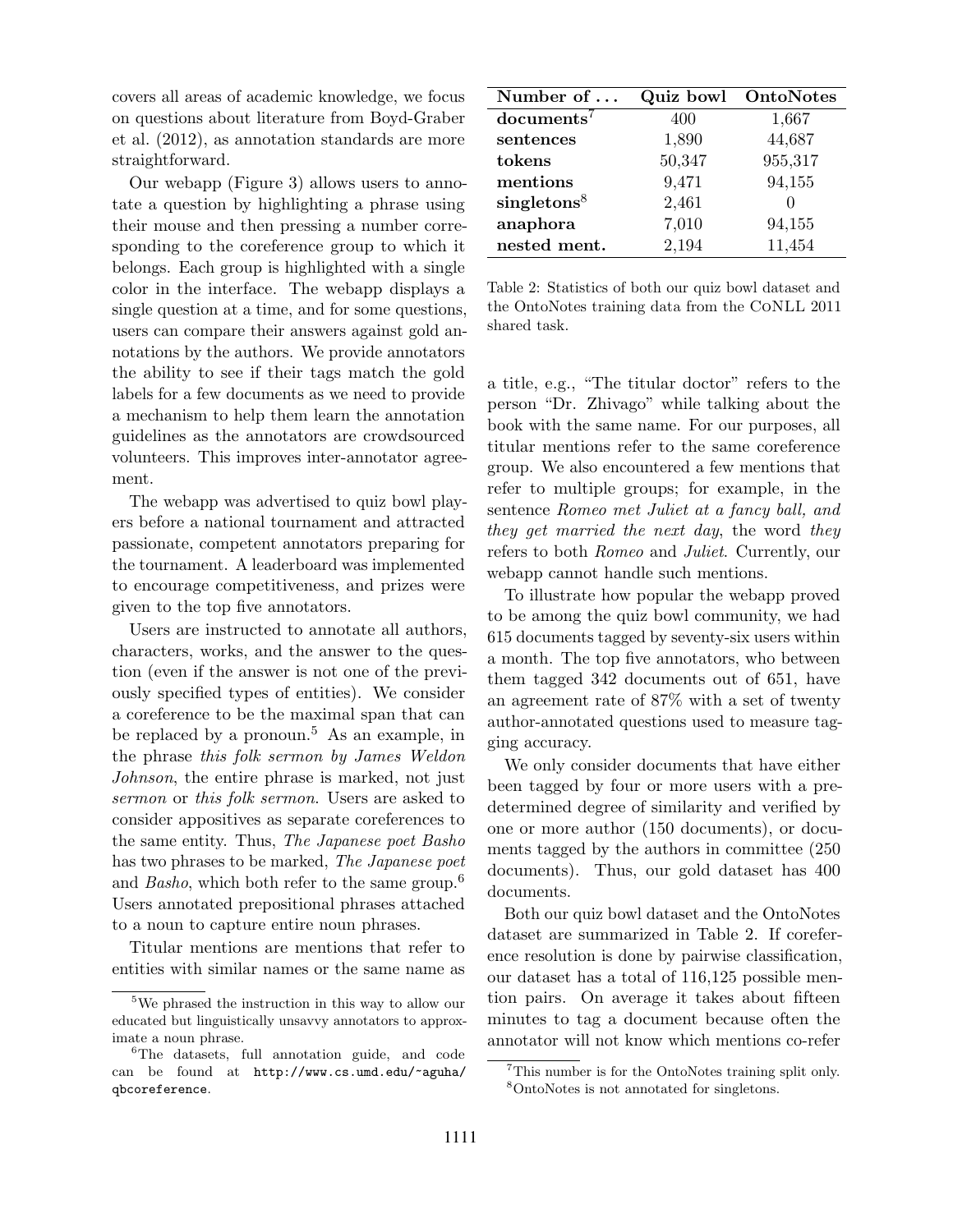covers all areas of academic knowledge, we focus on questions about literature from Boyd-Graber et al. (2012), as annotation standards are more straightforward.

Our webapp (Figure 3) allows users to annotate a question by highlighting a phrase using their mouse and then pressing a number corresponding to the coreference group to which it belongs. Each group is highlighted with a single color in the interface. The webapp displays a single question at a time, and for some questions, users can compare their answers against gold annotations by the authors. We provide annotators the ability to see if their tags match the gold labels for a few documents as we need to provide a mechanism to help them learn the annotation guidelines as the annotators are crowdsourced volunteers. This improves inter-annotator agreement.

The webapp was advertised to quiz bowl players before a national tournament and attracted passionate, competent annotators preparing for the tournament. A leaderboard was implemented to encourage competitiveness, and prizes were given to the top five annotators.

Users are instructed to annotate all authors, characters, works, and the answer to the question (even if the answer is not one of the previously specified types of entities). We consider a coreference to be the maximal span that can be replaced by a pronoun.[5] As an example, in the phrase *this folk sermon by James Weldon Johnson*, the entire phrase is marked, not just *sermon* or *this folk sermon*. Users are asked to consider appositives as separate coreferences to the same entity. Thus, *The Japanese poet Basho* has two phrases to be marked, *The Japanese poet* and *Basho*, which both refer to the same group.[6] Users annotated prepositional phrases attached to a noun to capture entire noun phrases.

Titular mentions are mentions that refer to entities with similar names or the same name as a title, e.g., "The titular doctor" refers to the person "Dr. Zhivago" while talking about the book with the same name. For our purposes, all titular mentions refer to the same coreference group. We also encountered a few mentions that refer to multiple groups; for example, in the sentence *Romeo met Juliet at a fancy ball, and they get married the next day*, the word *they* refers to both *Romeo* and *Juliet*. Currently, our webapp cannot handle such mentions.

To illustrate how popular the webapp proved to be among the quiz bowl community, we had 615 documents tagged by seventy-six users within a month. The top five annotators, who between them tagged 342 documents out of 651, have an agreement rate of 87% with a set of twenty author-annotated questions used to measure tagging accuracy.

We only consider documents that have either been tagged by four or more users with a predetermined degree of similarity and verified by one or more author (150 documents), or documents tagged by the authors in committee (250 documents). Thus, our gold dataset has 400 documents.

Both our quiz bowl dataset and the OntoNotes dataset are summarized in Table 2. If coreference resolution is done by pairwise classification, our dataset has a total of 116,125 possible mention pairs. On average it takes about fifteen minutes to tag a document because often the annotator will not know which mentions co-refer

| Number of ... | Quiz bowl | OntoNotes |
|---|---|---|
| **documents**[7] | 400 | 1,667 |
| **sentences** | 1,890 | 44,687 |
| **tokens** | 50,347 | 955,317 |
| **mentions** | 9,471 | 94,155 |
| **singletons**[8] | 2,461 | 0 |
| **anaphora** | 7,010 | 94,155 |
| **nested ment.** | 2,194 | 11,454 |

Table 2: Statistics of both our quiz bowl dataset and the OntoNotes training data from the CoNLL 2011 shared task.

[5] We phrased the instruction in this way to allow our educated but linguistically unsavvy annotators to approximate a noun phrase.

[6] The datasets, full annotation guide, and code can be found at http://www.cs.umd.edu/~aguha/qbcoreference.

[7] This number is for the OntoNotes training split only.

[8] OntoNotes is not annotated for singletons.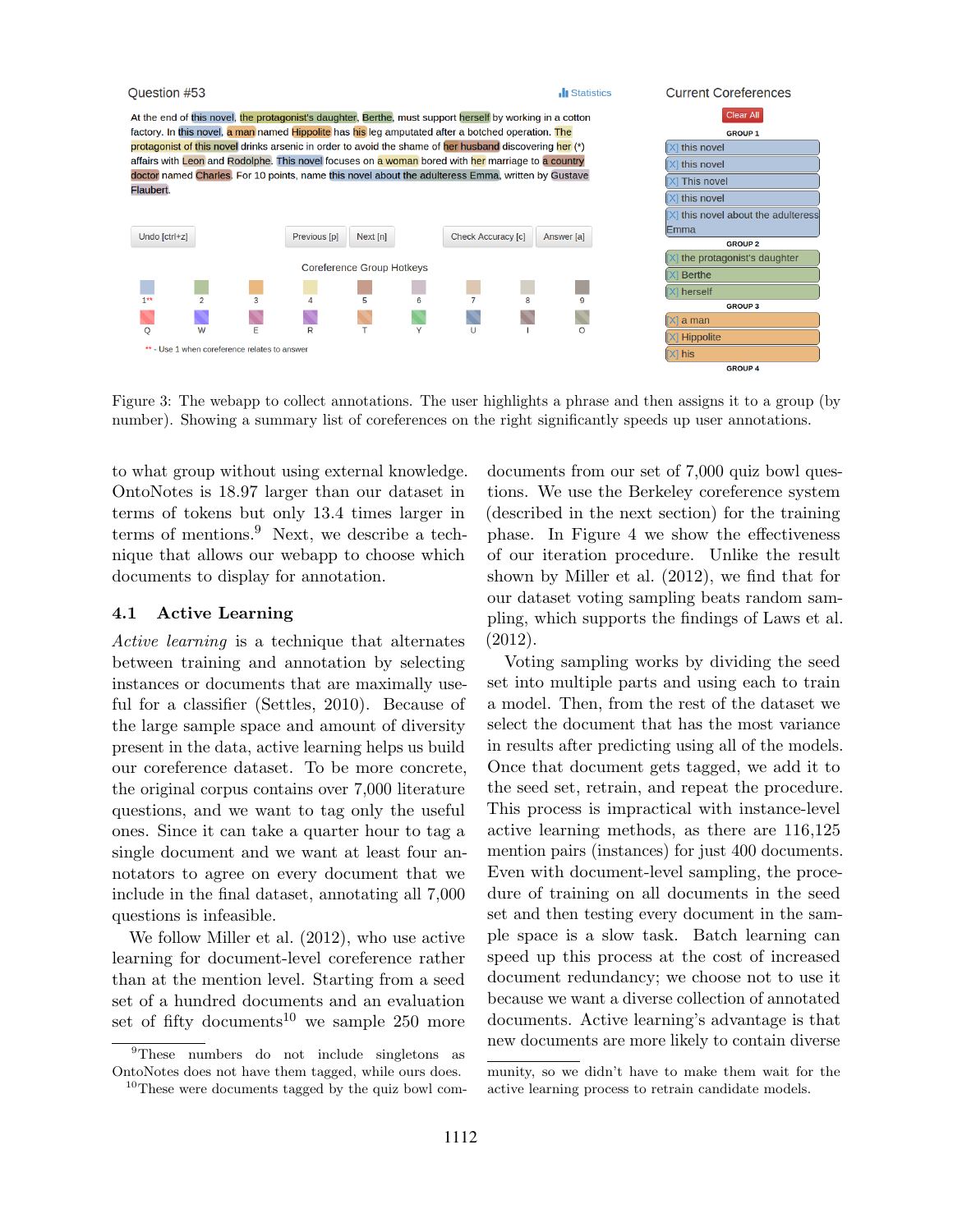Figure 3: The webapp to collect annotations. The user highlights a phrase and then assigns it to a group (by number). Showing a summary list of coreferences on the right significantly speeds up user annotations.

to what group without using external knowledge. OntoNotes is 18.97 larger than our dataset in terms of tokens but only 13.4 times larger in terms of mentions.[9] Next, we describe a technique that allows our webapp to choose which documents to display for annotation.

### 4.1 Active Learning

*Active learning* is a technique that alternates between training and annotation by selecting instances or documents that are maximally useful for a classifier (Settles, 2010). Because of the large sample space and amount of diversity present in the data, active learning helps us build our coreference dataset. To be more concrete, the original corpus contains over 7,000 literature questions, and we want to tag only the useful ones. Since it can take a quarter hour to tag a single document and we want at least four annotators to agree on every document that we include in the final dataset, annotating all 7,000 questions is infeasible.

We follow Miller et al. (2012), who use active learning for document-level coreference rather than at the mention level. Starting from a seed set of a hundred documents and an evaluation set of fifty documents[10] we sample 250 more documents from our set of 7,000 quiz bowl questions. We use the Berkeley coreference system (described in the next section) for the training phase. In Figure 4 we show the effectiveness of our iteration procedure. Unlike the result shown by Miller et al. (2012), we find that for our dataset voting sampling beats random sampling, which supports the findings of Laws et al. (2012).

Voting sampling works by dividing the seed set into multiple parts and using each to train a model. Then, from the rest of the dataset we select the document that has the most variance in results after predicting using all of the models. Once that document gets tagged, we add it to the seed set, retrain, and repeat the procedure. This process is impractical with instance-level active learning methods, as there are 116,125 mention pairs (instances) for just 400 documents. Even with document-level sampling, the procedure of training on all documents in the seed set and then testing every document in the sample space is a slow task. Batch learning can speed up this process at the cost of increased document redundancy; we choose not to use it because we want a diverse collection of annotated documents. Active learning's advantage is that new documents are more likely to contain diverse

[9] These numbers do not include singletons as OntoNotes does not have them tagged, while ours does.

[10] These were documents tagged by the quiz bowl community, so we didn't have to make them wait for the active learning process to retrain candidate models.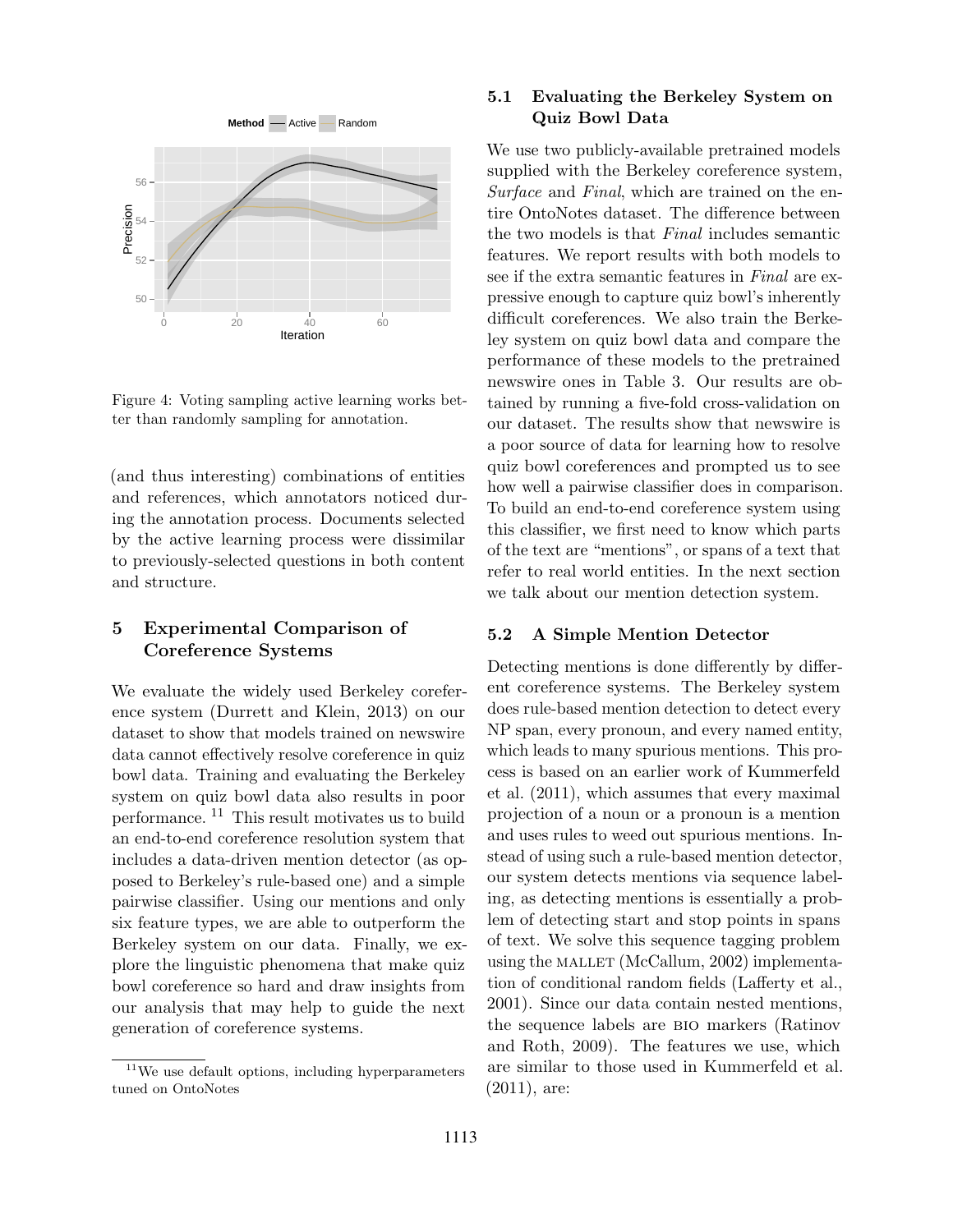Figure 4: Voting sampling active learning works better than randomly sampling for annotation.

(and thus interesting) combinations of entities and references, which annotators noticed during the annotation process. Documents selected by the active learning process were dissimilar to previously-selected questions in both content and structure.

## 5 Experimental Comparison of Coreference Systems

We evaluate the widely used Berkeley coreference system (Durrett and Klein, 2013) on our dataset to show that models trained on newswire data cannot effectively resolve coreference in quiz bowl data. Training and evaluating the Berkeley system on quiz bowl data also results in poor performance. [11] This result motivates us to build an end-to-end coreference resolution system that includes a data-driven mention detector (as opposed to Berkeley's rule-based one) and a simple pairwise classifier. Using our mentions and only six feature types, we are able to outperform the Berkeley system on our data. Finally, we explore the linguistic phenomena that make quiz bowl coreference so hard and draw insights from our analysis that may help to guide the next generation of coreference systems.

[11] We use default options, including hyperparameters tuned on OntoNotes

### 5.1 Evaluating the Berkeley System on Quiz Bowl Data

We use two publicly-available pretrained models supplied with the Berkeley coreference system, *Surface* and *Final*, which are trained on the entire OntoNotes dataset. The difference between the two models is that *Final* includes semantic features. We report results with both models to see if the extra semantic features in *Final* are expressive enough to capture quiz bowl's inherently difficult coreferences. We also train the Berkeley system on quiz bowl data and compare the performance of these models to the pretrained newswire ones in Table 3. Our results are obtained by running a five-fold cross-validation on our dataset. The results show that newswire is a poor source of data for learning how to resolve quiz bowl coreferences and prompted us to see how well a pairwise classifier does in comparison. To build an end-to-end coreference system using this classifier, we first need to know which parts of the text are "mentions", or spans of a text that refer to real world entities. In the next section we talk about our mention detection system.

### 5.2 A Simple Mention Detector

Detecting mentions is done differently by different coreference systems. The Berkeley system does rule-based mention detection to detect every NP span, every pronoun, and every named entity, which leads to many spurious mentions. This process is based on an earlier work of Kummerfeld et al. (2011), which assumes that every maximal projection of a noun or a pronoun is a mention and uses rules to weed out spurious mentions. Instead of using such a rule-based mention detector, our system detects mentions via sequence labeling, as detecting mentions is essentially a problem of detecting start and stop points in spans of text. We solve this sequence tagging problem using the MALLET (McCallum, 2002) implementation of conditional random fields (Lafferty et al., 2001). Since our data contain nested mentions, the sequence labels are BIO markers (Ratinov and Roth, 2009). The features we use, which are similar to those used in Kummerfeld et al. (2011), are: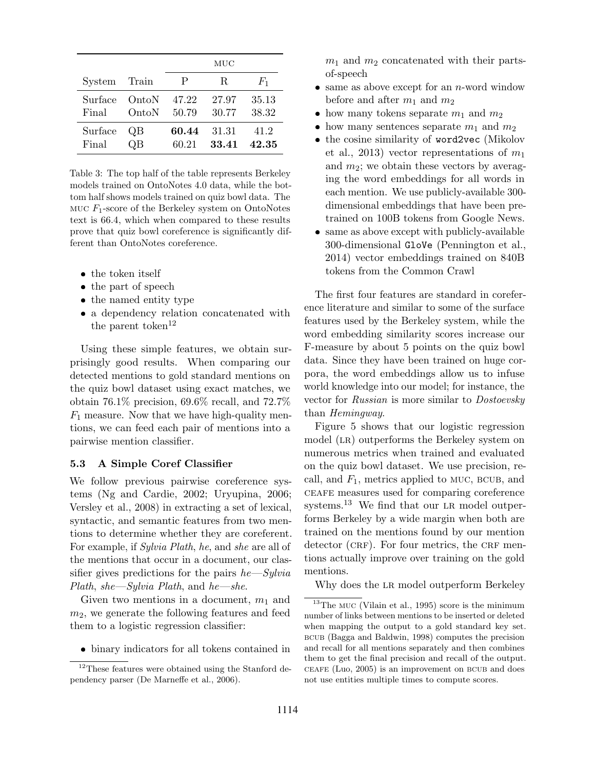| System | Train | MUC | | |
|---|---|---|---|---|
| | | P | R | $F_1$ |
| Surface | OntoN | 47.22 | 27.97 | 35.13 |
| Final | OntoN | 50.79 | 30.77 | 38.32 |
| Surface | QB | **60.44** | 31.31 | 41.2 |
| Final | QB | 60.21 | **33.41** | **42.35** |

Table 3: The top half of the table represents Berkeley models trained on OntoNotes 4.0 data, while the bottom half shows models trained on quiz bowl data. The MUC $F_1$-score of the Berkeley system on OntoNotes text is 66.4, which when compared to these results prove that quiz bowl coreference is significantly different than OntoNotes coreference.

- the token itself
- the part of speech
- the named entity type
- a dependency relation concatenated with the parent token[12]

Using these simple features, we obtain surprisingly good results. When comparing our detected mentions to gold standard mentions on the quiz bowl dataset using exact matches, we obtain 76.1% precision, 69.6% recall, and 72.7% $F_1$ measure. Now that we have high-quality mentions, we can feed each pair of mentions into a pairwise mention classifier.

### 5.3 A Simple Coref Classifier

We follow previous pairwise coreference systems (Ng and Cardie, 2002; Uryupina, 2006; Versley et al., 2008) in extracting a set of lexical, syntactic, and semantic features from two mentions to determine whether they are coreferent. For example, if *Sylvia Plath*, *he*, and *she* are all of the mentions that occur in a document, our classifier gives predictions for the pairs *he—Sylvia Plath*, *she—Sylvia Plath*, and *he—she*.

Given two mentions in a document, $m_1$ and $m_2$, we generate the following features and feed them to a logistic regression classifier:

- binary indicators for all tokens contained in $m_1$ and $m_2$ concatenated with their parts-of-speech
- same as above except for an $n$-word window before and after $m_1$ and $m_2$
- how many tokens separate $m_1$ and $m_2$
- how many sentences separate $m_1$ and $m_2$
- the cosine similarity of `word2vec` (Mikolov et al., 2013) vector representations of $m_1$ and $m_2$; we obtain these vectors by averaging the word embeddings for all words in each mention. We use publicly-available 300-dimensional embeddings that have been pretrained on 100B tokens from Google News.
- same as above except with publicly-available 300-dimensional `GloVe` (Pennington et al., 2014) vector embeddings trained on 840B tokens from the Common Crawl

The first four features are standard in coreference literature and similar to some of the surface features used by the Berkeley system, while the word embedding similarity scores increase our F-measure by about 5 points on the quiz bowl data. Since they have been trained on huge corpora, the word embeddings allow us to infuse world knowledge into our model; for instance, the vector for *Russian* is more similar to *Dostoevsky* than *Hemingway*.

Figure 5 shows that our logistic regression model (LR) outperforms the Berkeley system on numerous metrics when trained and evaluated on the quiz bowl dataset. We use precision, recall, and $F_1$, metrics applied to MUC, BCUB, and CEAFE measures used for comparing coreference systems.[13] We find that our LR model outperforms Berkeley by a wide margin when both are trained on the mentions found by our mention detector (CRF). For four metrics, the CRF mentions actually improve over training on the gold mentions.

Why does the LR model outperform Berkeley

[12] These features were obtained using the Stanford dependency parser (De Marneffe et al., 2006).

[13] The MUC (Vilain et al., 1995) score is the minimum number of links between mentions to be inserted or deleted when mapping the output to a gold standard key set. BCUB (Bagga and Baldwin, 1998) computes the precision and recall for all mentions separately and then combines them to get the final precision and recall of the output. CEAFE (Luo, 2005) is an improvement on BCUB and does not use entities multiple times to compute scores.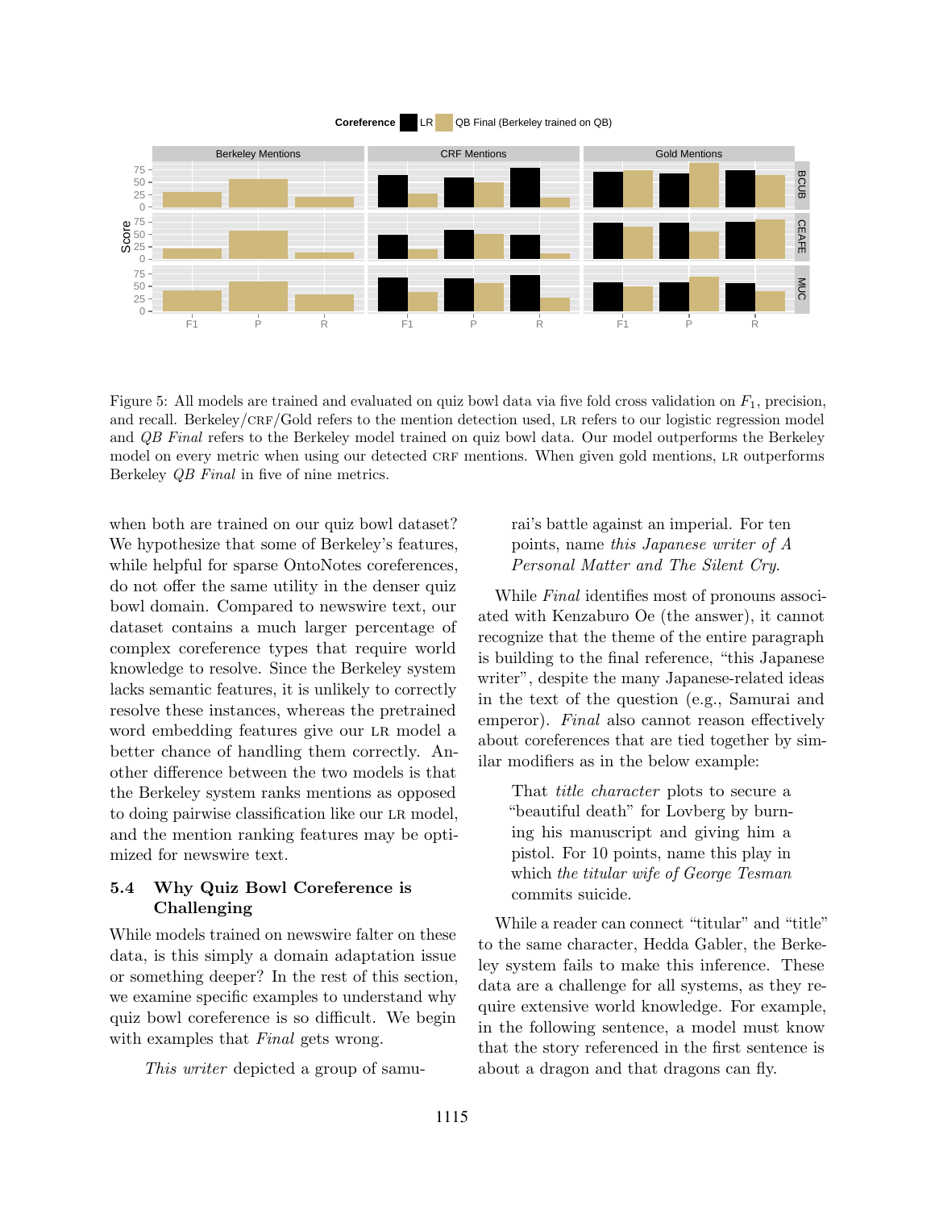Figure 5: All models are trained and evaluated on quiz bowl data via five fold cross validation on $F_1$, precision, and recall. Berkeley/CRF/Gold refers to the mention detection used, LR refers to our logistic regression model and *QB Final* refers to the Berkeley model trained on quiz bowl data. Our model outperforms the Berkeley model on every metric when using our detected CRF mentions. When given gold mentions, LR outperforms Berkeley *QB Final* in five of nine metrics.

when both are trained on our quiz bowl dataset? We hypothesize that some of Berkeley's features, while helpful for sparse OntoNotes coreferences, do not offer the same utility in the denser quiz bowl domain. Compared to newswire text, our dataset contains a much larger percentage of complex coreference types that require world knowledge to resolve. Since the Berkeley system lacks semantic features, it is unlikely to correctly resolve these instances, whereas the pretrained word embedding features give our LR model a better chance of handling them correctly. Another difference between the two models is that the Berkeley system ranks mentions as opposed to doing pairwise classification like our LR model, and the mention ranking features may be optimized for newswire text.

## 5.4 Why Quiz Bowl Coreference is Challenging

While models trained on newswire falter on these data, is this simply a domain adaptation issue or something deeper? In the rest of this section, we examine specific examples to understand why quiz bowl coreference is so difficult. We begin with examples that *Final* gets wrong.

> *This writer* depicted a group of samurai's battle against an imperial. For ten points, name *this Japanese writer of A Personal Matter and The Silent Cry*.

While *Final* identifies most of pronouns associated with Kenzaburo Oe (the answer), it cannot recognize that the theme of the entire paragraph is building to the final reference, "this Japanese writer", despite the many Japanese-related ideas in the text of the question (e.g., Samurai and emperor). *Final* also cannot reason effectively about coreferences that are tied together by similar modifiers as in the below example:

> That *title character* plots to secure a "beautiful death" for Lovberg by burning his manuscript and giving him a pistol. For 10 points, name this play in which *the titular wife of George Tesman* commits suicide.

While a reader can connect "titular" and "title" to the same character, Hedda Gabler, the Berkeley system fails to make this inference. These data are a challenge for all systems, as they require extensive world knowledge. For example, in the following sentence, a model must know that the story referenced in the first sentence is about a dragon and that dragons can fly.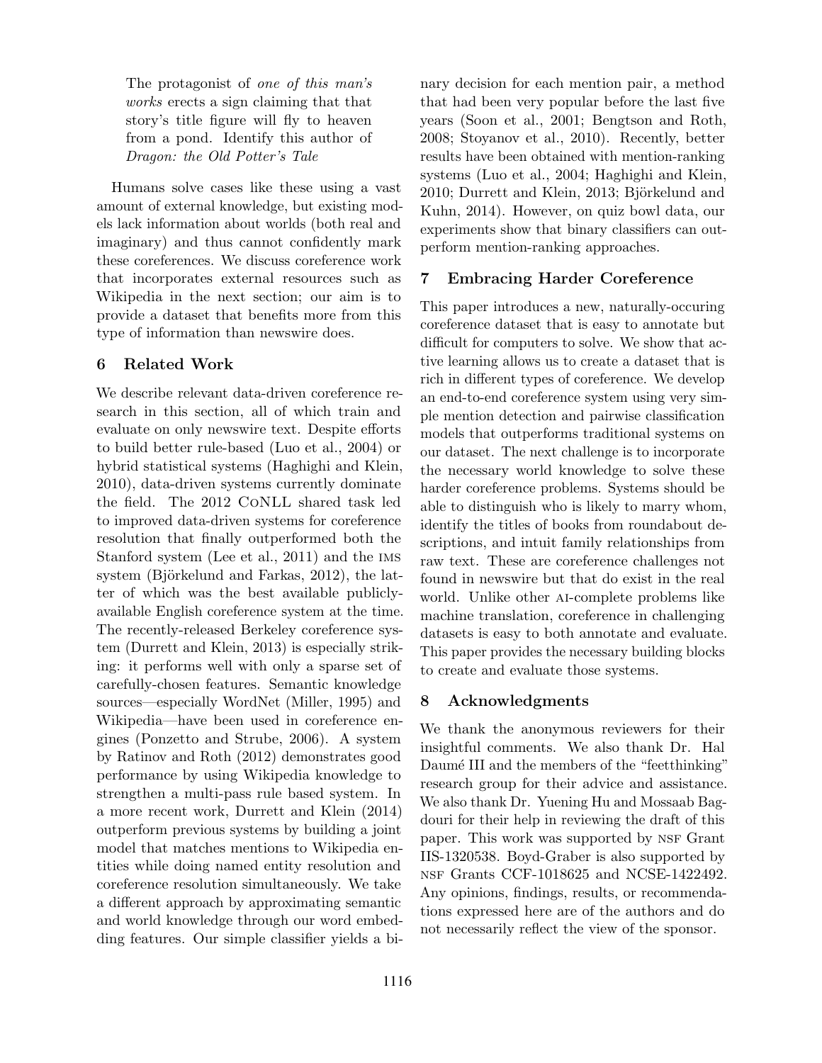> The protagonist of *one of this man's works* erects a sign claiming that that story's title figure will fly to heaven from a pond. Identify this author of *Dragon: the Old Potter's Tale*

Humans solve cases like these using a vast amount of external knowledge, but existing models lack information about worlds (both real and imaginary) and thus cannot confidently mark these coreferences. We discuss coreference work that incorporates external resources such as Wikipedia in the next section; our aim is to provide a dataset that benefits more from this type of information than newswire does.

## 6 Related Work

We describe relevant data-driven coreference research in this section, all of which train and evaluate on only newswire text. Despite efforts to build better rule-based (Luo et al., 2004) or hybrid statistical systems (Haghighi and Klein, 2010), data-driven systems currently dominate the field. The 2012 CoNLL shared task led to improved data-driven systems for coreference resolution that finally outperformed both the Stanford system (Lee et al., 2011) and the IMS system (Björkelund and Farkas, 2012), the latter of which was the best available publicly-available English coreference system at the time. The recently-released Berkeley coreference system (Durrett and Klein, 2013) is especially striking: it performs well with only a sparse set of carefully-chosen features. Semantic knowledge sources—especially WordNet (Miller, 1995) and Wikipedia—have been used in coreference engines (Ponzetto and Strube, 2006). A system by Ratinov and Roth (2012) demonstrates good performance by using Wikipedia knowledge to strengthen a multi-pass rule based system. In a more recent work, Durrett and Klein (2014) outperform previous systems by building a joint model that matches mentions to Wikipedia entities while doing named entity resolution and coreference resolution simultaneously. We take a different approach by approximating semantic and world knowledge through our word embedding features. Our simple classifier yields a binary decision for each mention pair, a method that had been very popular before the last five years (Soon et al., 2001; Bengtson and Roth, 2008; Stoyanov et al., 2010). Recently, better results have been obtained with mention-ranking systems (Luo et al., 2004; Haghighi and Klein, 2010; Durrett and Klein, 2013; Björkelund and Kuhn, 2014). However, on quiz bowl data, our experiments show that binary classifiers can outperform mention-ranking approaches.

## 7 Embracing Harder Coreference

This paper introduces a new, naturally-occuring coreference dataset that is easy to annotate but difficult for computers to solve. We show that active learning allows us to create a dataset that is rich in different types of coreference. We develop an end-to-end coreference system using very simple mention detection and pairwise classification models that outperforms traditional systems on our dataset. The next challenge is to incorporate the necessary world knowledge to solve these harder coreference problems. Systems should be able to distinguish who is likely to marry whom, identify the titles of books from roundabout descriptions, and intuit family relationships from raw text. These are coreference challenges not found in newswire but that do exist in the real world. Unlike other AI-complete problems like machine translation, coreference in challenging datasets is easy to both annotate and evaluate. This paper provides the necessary building blocks to create and evaluate those systems.

## 8 Acknowledgments

We thank the anonymous reviewers for their insightful comments. We also thank Dr. Hal Daumé III and the members of the "feetthinking" research group for their advice and assistance. We also thank Dr. Yuening Hu and Mossaab Bagdouri for their help in reviewing the draft of this paper. This work was supported by NSF Grant IIS-1320538. Boyd-Graber is also supported by NSF Grants CCF-1018625 and NCSE-1422492. Any opinions, findings, results, or recommendations expressed here are of the authors and do not necessarily reflect the view of the sponsor.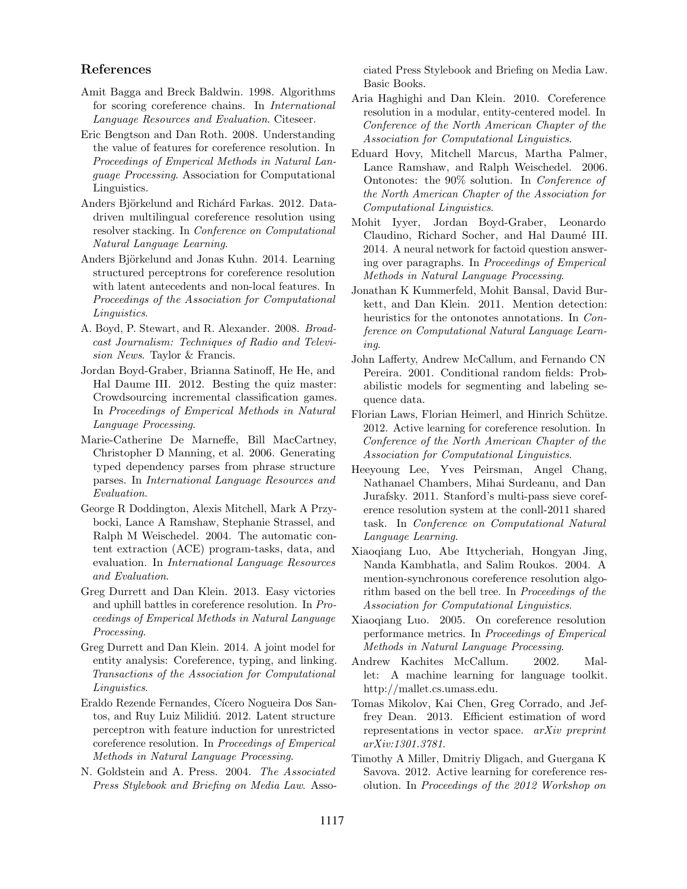## References

Amit Bagga and Breck Baldwin. 1998. Algorithms for scoring coreference chains. In *International Language Resources and Evaluation*. Citeseer.

Eric Bengtson and Dan Roth. 2008. Understanding the value of features for coreference resolution. In *Proceedings of Emperical Methods in Natural Language Processing*. Association for Computational Linguistics.

Anders Björkelund and Richárd Farkas. 2012. Data-driven multilingual coreference resolution using resolver stacking. In *Conference on Computational Natural Language Learning*.

Anders Björkelund and Jonas Kuhn. 2014. Learning structured perceptrons for coreference resolution with latent antecedents and non-local features. In *Proceedings of the Association for Computational Linguistics*.

A. Boyd, P. Stewart, and R. Alexander. 2008. *Broadcast Journalism: Techniques of Radio and Television News*. Taylor & Francis.

Jordan Boyd-Graber, Brianna Satinoff, He He, and Hal Daume III. 2012. Besting the quiz master: Crowdsourcing incremental classification games. In *Proceedings of Emperical Methods in Natural Language Processing*.

Marie-Catherine De Marneffe, Bill MacCartney, Christopher D Manning, et al. 2006. Generating typed dependency parses from phrase structure parses. In *International Language Resources and Evaluation*.

George R Doddington, Alexis Mitchell, Mark A Przybocki, Lance A Ramshaw, Stephanie Strassel, and Ralph M Weischedel. 2004. The automatic content extraction (ACE) program-tasks, data, and evaluation. In *International Language Resources and Evaluation*.

Greg Durrett and Dan Klein. 2013. Easy victories and uphill battles in coreference resolution. In *Proceedings of Emperical Methods in Natural Language Processing*.

Greg Durrett and Dan Klein. 2014. A joint model for entity analysis: Coreference, typing, and linking. *Transactions of the Association for Computational Linguistics*.

Eraldo Rezende Fernandes, Cícero Nogueira Dos Santos, and Ruy Luiz Milidiú. 2012. Latent structure perceptron with feature induction for unrestricted coreference resolution. In *Proceedings of Emperical Methods in Natural Language Processing*.

N. Goldstein and A. Press. 2004. *The Associated Press Stylebook and Briefing on Media Law*. Associated Press Stylebook and Briefing on Media Law. Basic Books.

Aria Haghighi and Dan Klein. 2010. Coreference resolution in a modular, entity-centered model. In *Conference of the North American Chapter of the Association for Computational Linguistics*.

Eduard Hovy, Mitchell Marcus, Martha Palmer, Lance Ramshaw, and Ralph Weischedel. 2006. Ontonotes: the 90% solution. In *Conference of the North American Chapter of the Association for Computational Linguistics*.

Mohit Iyyer, Jordan Boyd-Graber, Leonardo Claudino, Richard Socher, and Hal Daumé III. 2014. A neural network for factoid question answering over paragraphs. In *Proceedings of Emperical Methods in Natural Language Processing*.

Jonathan K Kummerfeld, Mohit Bansal, David Burkett, and Dan Klein. 2011. Mention detection: heuristics for the ontonotes annotations. In *Conference on Computational Natural Language Learning*.

John Lafferty, Andrew McCallum, and Fernando CN Pereira. 2001. Conditional random fields: Probabilistic models for segmenting and labeling sequence data.

Florian Laws, Florian Heimerl, and Hinrich Schütze. 2012. Active learning for coreference resolution. In *Conference of the North American Chapter of the Association for Computational Linguistics*.

Heeyoung Lee, Yves Peirsman, Angel Chang, Nathanael Chambers, Mihai Surdeanu, and Dan Jurafsky. 2011. Stanford's multi-pass sieve coreference resolution system at the conll-2011 shared task. In *Conference on Computational Natural Language Learning*.

Xiaoqiang Luo, Abe Ittycheriah, Hongyan Jing, Nanda Kambhatla, and Salim Roukos. 2004. A mention-synchronous coreference resolution algorithm based on the bell tree. In *Proceedings of the Association for Computational Linguistics*.

Xiaoqiang Luo. 2005. On coreference resolution performance metrics. In *Proceedings of Emperical Methods in Natural Language Processing*.

Andrew Kachites McCallum. 2002. Mallet: A machine learning for language toolkit. http://mallet.cs.umass.edu.

Tomas Mikolov, Kai Chen, Greg Corrado, and Jeffrey Dean. 2013. Efficient estimation of word representations in vector space. *arXiv preprint arXiv:1301.3781*.

Timothy A Miller, Dmitriy Dligach, and Guergana K Savova. 2012. Active learning for coreference resolution. In *Proceedings of the 2012 Workshop on*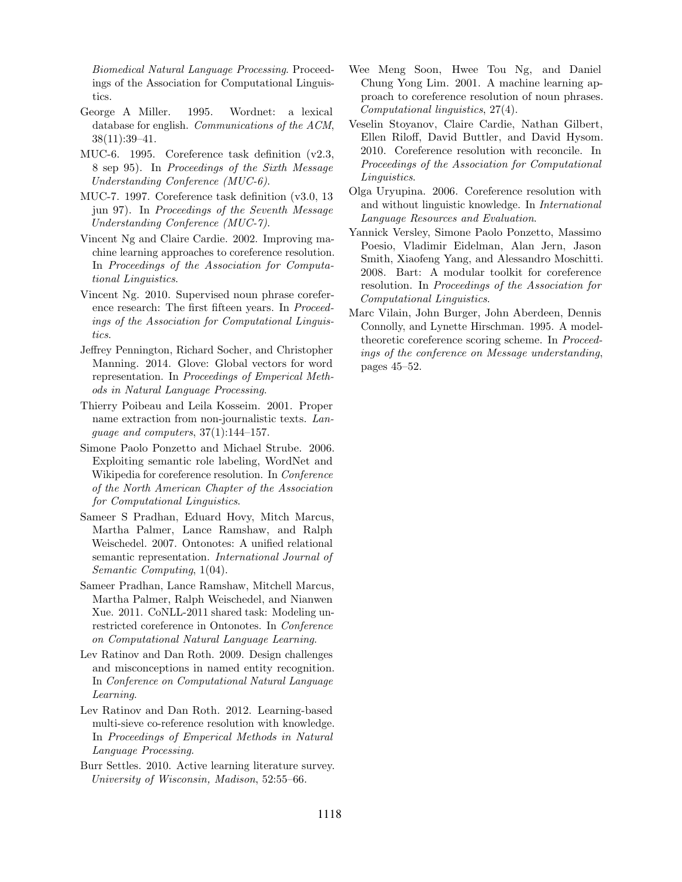*Biomedical Natural Language Processing*. Proceedings of the Association for Computational Linguistics.

George A Miller. 1995. Wordnet: a lexical database for english. *Communications of the ACM*, 38(11):39–41.

MUC-6. 1995. Coreference task definition (v2.3, 8 sep 95). In *Proceedings of the Sixth Message Understanding Conference (MUC-6)*.

MUC-7. 1997. Coreference task definition (v3.0, 13 jun 97). In *Proceedings of the Seventh Message Understanding Conference (MUC-7)*.

Vincent Ng and Claire Cardie. 2002. Improving machine learning approaches to coreference resolution. In *Proceedings of the Association for Computational Linguistics*.

Vincent Ng. 2010. Supervised noun phrase coreference research: The first fifteen years. In *Proceedings of the Association for Computational Linguistics*.

Jeffrey Pennington, Richard Socher, and Christopher Manning. 2014. Glove: Global vectors for word representation. In *Proceedings of Emperical Methods in Natural Language Processing*.

Thierry Poibeau and Leila Kosseim. 2001. Proper name extraction from non-journalistic texts. *Language and computers*, 37(1):144–157.

Simone Paolo Ponzetto and Michael Strube. 2006. Exploiting semantic role labeling, WordNet and Wikipedia for coreference resolution. In *Conference of the North American Chapter of the Association for Computational Linguistics*.

Sameer S Pradhan, Eduard Hovy, Mitch Marcus, Martha Palmer, Lance Ramshaw, and Ralph Weischedel. 2007. Ontonotes: A unified relational semantic representation. *International Journal of Semantic Computing*, 1(04).

Sameer Pradhan, Lance Ramshaw, Mitchell Marcus, Martha Palmer, Ralph Weischedel, and Nianwen Xue. 2011. CoNLL-2011 shared task: Modeling unrestricted coreference in Ontonotes. In *Conference on Computational Natural Language Learning*.

Lev Ratinov and Dan Roth. 2009. Design challenges and misconceptions in named entity recognition. In *Conference on Computational Natural Language Learning*.

Lev Ratinov and Dan Roth. 2012. Learning-based multi-sieve co-reference resolution with knowledge. In *Proceedings of Emperical Methods in Natural Language Processing*.

Burr Settles. 2010. Active learning literature survey. *University of Wisconsin, Madison*, 52:55–66.

Wee Meng Soon, Hwee Tou Ng, and Daniel Chung Yong Lim. 2001. A machine learning approach to coreference resolution of noun phrases. *Computational linguistics*, 27(4).

Veselin Stoyanov, Claire Cardie, Nathan Gilbert, Ellen Riloff, David Buttler, and David Hysom. 2010. Coreference resolution with reconcile. In *Proceedings of the Association for Computational Linguistics*.

Olga Uryupina. 2006. Coreference resolution with and without linguistic knowledge. In *International Language Resources and Evaluation*.

Yannick Versley, Simone Paolo Ponzetto, Massimo Poesio, Vladimir Eidelman, Alan Jern, Jason Smith, Xiaofeng Yang, and Alessandro Moschitti. 2008. Bart: A modular toolkit for coreference resolution. In *Proceedings of the Association for Computational Linguistics*.

Marc Vilain, John Burger, John Aberdeen, Dennis Connolly, and Lynette Hirschman. 1995. A model-theoretic coreference scoring scheme. In *Proceedings of the conference on Message understanding*, pages 45–52.